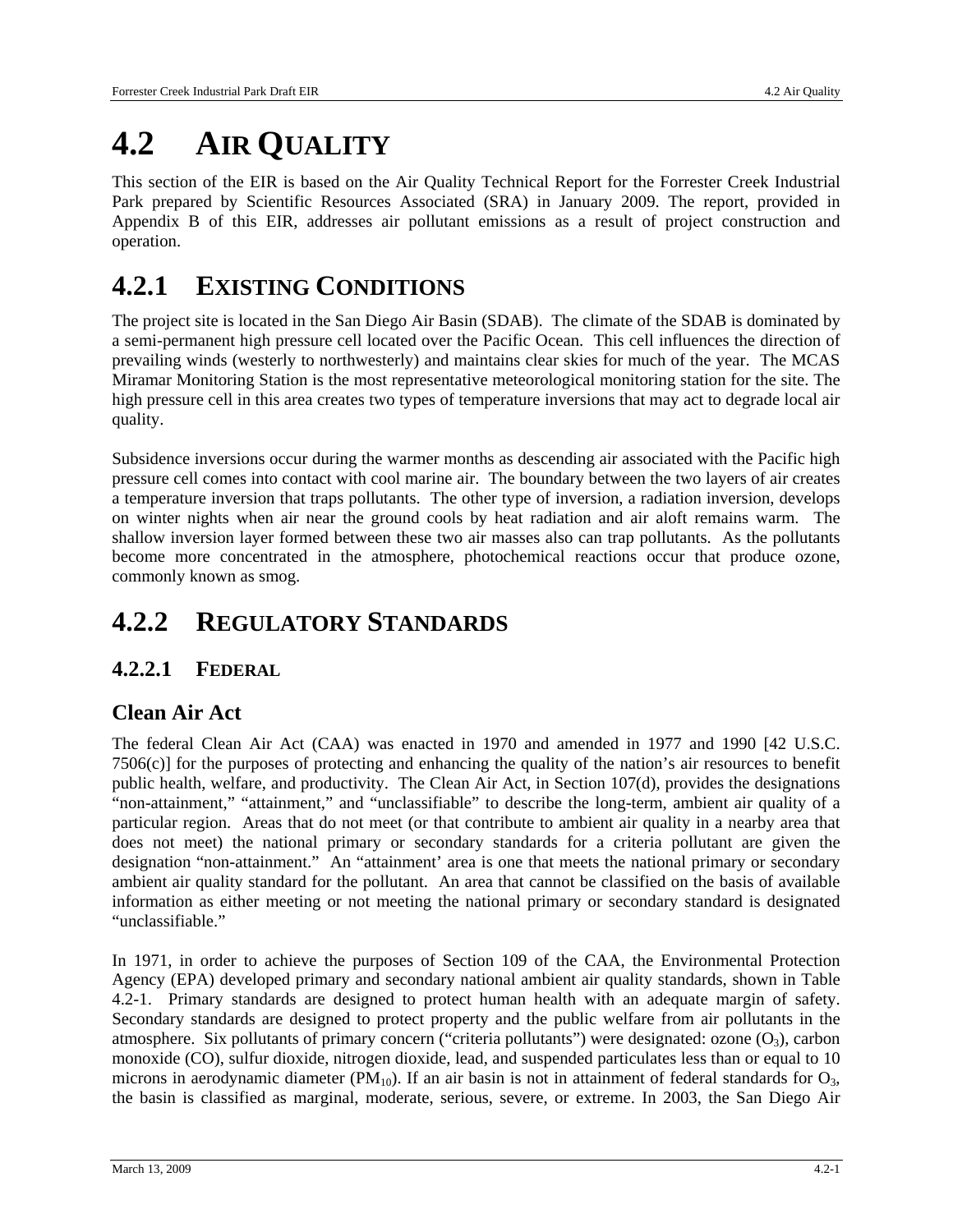# 4.2 AIR QUALITY

This section of the EIR is based on the Air Quality Technical Report for the Forrester Creek Industrial Park prepared by Scientific Resources Associated (SRA) in January 2009. The report, provided in Appendix B of this EIR, addresses air pollutant emissions as a result of project construction and operation.

## 4.2.1 EXISTING CONDITIONS

The project site is located in the San Diego Air Basin (SDAB). The climate of the SDAB is dominated by a semi-permanent high pressure cell located over the Pacific Ocean. This cell influences the direction of prevailing winds (westerly to northwesterly) and maintains clear skies for much of the year. The MCAS Miramar Monitoring Station is the most representative meteorological monitoring station for the site. The high pressure cell in this area creates two types of temperature inversions that may act to degrade local air quality.

Subsidence inversions occur during the warmer months as descending air associated with the Pacific high pressure cell comes into contact with cool marine air. The boundary between the two layers of air creates a temperature inversion that traps pollutants. The other type of inversion, a radiation inversion, develops on winter nights when air near the ground cools by heat radiation and air aloft remains warm. The shallow inversion layer formed between these two air masses also can trap pollutants. As the pollutants become more concentrated in the atmosphere, photochemical reactions occur that produce ozone, commonly known as smog.

## 4.2.2 REGULATORY STANDARDS

### 4.2.2.1 FEDERAL

### Clean Air Act

The federal Clean Air Act (CAA) was enacted in 1970 and amended in 1977 and 1990 [42 U.S.C. 7506(c)] for the purposes of protecting and enhancing the quality of the nation's air resources to benefit public health, welfare, and productivity. The Clean Air Act, in Section 107(d), provides the designations "non-attainment," "attainment," and "unclassifiable" to describe the long-term, ambient air quality of a particular region. Areas that do not meet (or that contribute to ambient air quality in a nearby area that does not meet) the national primary or secondary standards for a criteria pollutant are given the designation "non-attainment." An "attainment' area is one that meets the national primary or secondary ambient air quality standard for the pollutant. An area that cannot be classified on the basis of available information as either meeting or not meeting the national primary or secondary standard is designated "unclassifiable."

In 1971, in order to achieve the purposes of Section 109 of the CAA, the Environmental Protection Agency (EPA) developed primary and secondary national ambient air quality standards, shown in Table 4.2-1. Primary standards are designed to protect human health with an adequate margin of safety. Secondary standards are designed to protect property and the public welfare from air pollutants in the atmosphere. Six pollutants of primary concern ("criteria pollutants") were designated: ozone ($O_3$), carbon monoxide (CO), sulfur dioxide, nitrogen dioxide, lead, and suspended particulates less than or equal to 10 microns in aerodynamic diameter ($PM_{10}$). If an air basin is not in attainment of federal standards for $O_3$, the basin is classified as marginal, moderate, serious, severe, or extreme. In 2003, the San Diego Air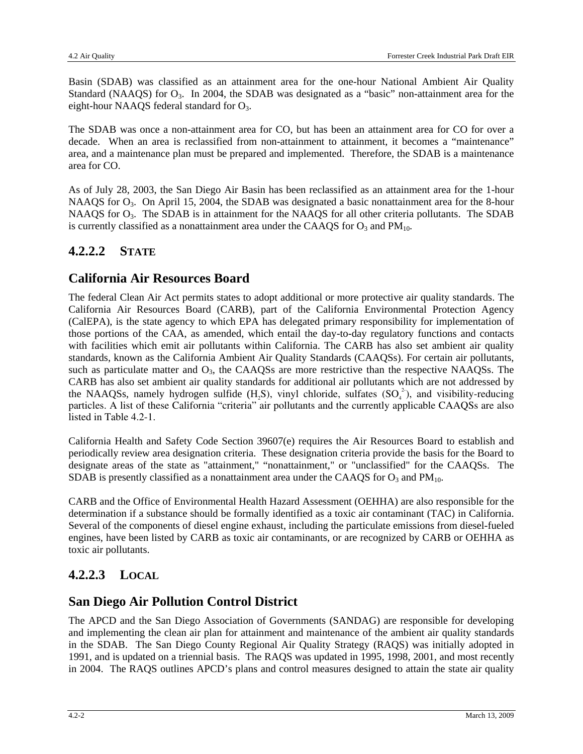Basin (SDAB) was classified as an attainment area for the one-hour National Ambient Air Quality Standard (NAAQS) for $O_3$. In 2004, the SDAB was designated as a "basic" non-attainment area for the eight-hour NAAQS federal standard for $O_3$.

The SDAB was once a non-attainment area for CO, but has been an attainment area for CO for over a decade. When an area is reclassified from non-attainment to attainment, it becomes a "maintenance" area, and a maintenance plan must be prepared and implemented. Therefore, the SDAB is a maintenance area for CO.

As of July 28, 2003, the San Diego Air Basin has been reclassified as an attainment area for the 1-hour NAAQS for $O_3$. On April 15, 2004, the SDAB was designated a basic nonattainment area for the 8-hour NAAQS for $O_3$. The SDAB is in attainment for the NAAQS for all other criteria pollutants. The SDAB is currently classified as a nonattainment area under the CAAQS for $O_3$ and $PM_{10}$.

### 4.2.2.2 STATE

## California Air Resources Board

The federal Clean Air Act permits states to adopt additional or more protective air quality standards. The California Air Resources Board (CARB), part of the California Environmental Protection Agency (CalEPA), is the state agency to which EPA has delegated primary responsibility for implementation of those portions of the CAA, as amended, which entail the day-to-day regulatory functions and contacts with facilities which emit air pollutants within California. The CARB has also set ambient air quality standards, known as the California Ambient Air Quality Standards (CAAQSs). For certain air pollutants, such as particulate matter and $O_3$, the CAAQSs are more restrictive than the respective NAAQSs. The CARB has also set ambient air quality standards for additional air pollutants which are not addressed by the NAAQSs, namely hydrogen sulfide ($H_2S$), vinyl chloride, sulfates ($SO_4^{2-}$), and visibility-reducing particles. A list of these California "criteria" air pollutants and the currently applicable CAAQSs are also listed in Table 4.2-1.

California Health and Safety Code Section 39607(e) requires the Air Resources Board to establish and periodically review area designation criteria. These designation criteria provide the basis for the Board to designate areas of the state as "attainment," "nonattainment," or "unclassified" for the CAAQSs. The SDAB is presently classified as a nonattainment area under the CAAQS for $O_3$ and $PM_{10}$.

CARB and the Office of Environmental Health Hazard Assessment (OEHHA) are also responsible for the determination if a substance should be formally identified as a toxic air contaminant (TAC) in California. Several of the components of diesel engine exhaust, including the particulate emissions from diesel-fueled engines, have been listed by CARB as toxic air contaminants, or are recognized by CARB or OEHHA as toxic air pollutants.

### 4.2.2.3 LOCAL

## San Diego Air Pollution Control District

The APCD and the San Diego Association of Governments (SANDAG) are responsible for developing and implementing the clean air plan for attainment and maintenance of the ambient air quality standards in the SDAB. The San Diego County Regional Air Quality Strategy (RAQS) was initially adopted in 1991, and is updated on a triennial basis. The RAQS was updated in 1995, 1998, 2001, and most recently in 2004. The RAQS outlines APCD's plans and control measures designed to attain the state air quality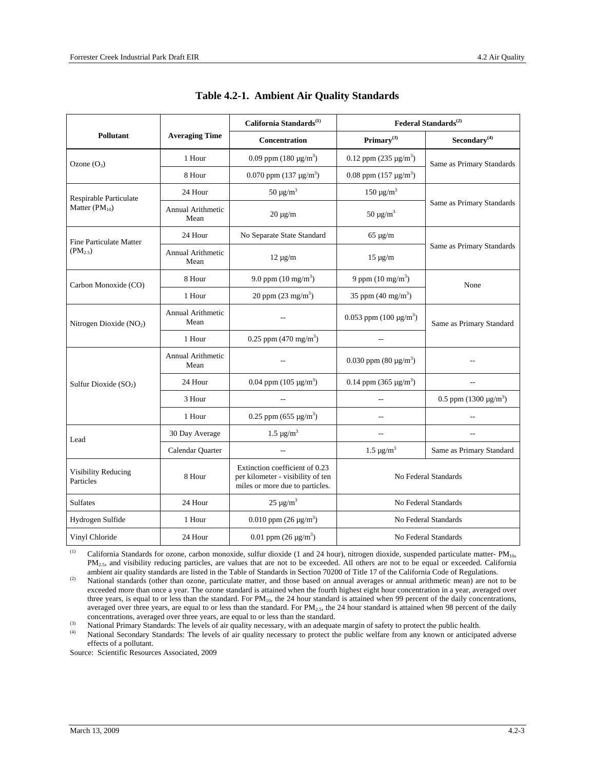# Table 4.2-1. Ambient Air Quality Standards

| Pollutant | Averaging Time | California Standards[(1)] | Federal Standards[(2)] | |
|---|---|---|---|---|
| | | Concentration | Primary[(3)] | Secondary[(4)] |
| Ozone ($O_3$) | 1 Hour | 0.09 ppm (180 μg/m$^3$) | 0.12 ppm (235 μg/m$^3$) | Same as Primary Standards |
| | 8 Hour | 0.070 ppm (137 μg/m$^3$) | 0.08 ppm (157 μg/m$^3$) | |
| Respirable Particulate Matter ($PM_{10}$) | 24 Hour | 50 μg/m$^3$ | 150 μg/m$^3$ | Same as Primary Standards |
| | Annual Arithmetic Mean | 20 μg/m | 50 μg/m$^3$ | |
| Fine Particulate Matter ($PM_{2.5}$) | 24 Hour | No Separate State Standard | 65 μg/m | Same as Primary Standards |
| | Annual Arithmetic Mean | 12 μg/m | 15 μg/m | |
| Carbon Monoxide (CO) | 8 Hour | 9.0 ppm (10 mg/m$^3$) | 9 ppm (10 mg/m$^3$) | None |
| | 1 Hour | 20 ppm (23 mg/m$^3$) | 35 ppm (40 mg/m$^3$) | |
| Nitrogen Dioxide ($NO_2$) | Annual Arithmetic Mean | -- | 0.053 ppm (100 μg/m$^3$) | Same as Primary Standard |
| | 1 Hour | 0.25 ppm (470 mg/m$^3$) | -- | |
| Sulfur Dioxide ($SO_2$) | Annual Arithmetic Mean | -- | 0.030 ppm (80 μg/m$^3$) | -- |
| | 24 Hour | 0.04 ppm (105 μg/m$^3$) | 0.14 ppm (365 μg/m$^3$) | -- |
| | 3 Hour | -- | -- | 0.5 ppm (1300 μg/m$^3$) |
| | 1 Hour | 0.25 ppm (655 μg/m$^3$) | -- | -- |
| Lead | 30 Day Average | 1.5 μg/m$^3$ | -- | -- |
| | Calendar Quarter | -- | 1.5 μg/m$^3$ | Same as Primary Standard |
| Visibility Reducing Particles | 8 Hour | Extinction coefficient of 0.23 per kilometer - visibility of ten miles or more due to particles. | No Federal Standards | |
| Sulfates | 24 Hour | 25 μg/m$^3$ | No Federal Standards | |
| Hydrogen Sulfide | 1 Hour | 0.010 ppm (26 μg/m$^3$) | No Federal Standards | |
| Vinyl Chloride | 24 Hour | 0.01 ppm (26 μg/m$^3$) | No Federal Standards | |

(1) California Standards for ozone, carbon monoxide, sulfur dioxide (1 and 24 hour), nitrogen dioxide, suspended particulate matter- $PM_{10}$, $PM_{2.5}$, and visibility reducing particles, are values that are not to be exceeded. All others are not to be equal or exceeded. California ambient air quality standards are listed in the Table of Standards in Section 70200 of Title 17 of the California Code of Regulations.

(2) National standards (other than ozone, particulate matter, and those based on annual averages or annual arithmetic mean) are not to be exceeded more than once a year. The ozone standard is attained when the fourth highest eight hour concentration in a year, averaged over three years, is equal to or less than the standard. For $PM_{10}$, the 24 hour standard is attained when 99 percent of the daily concentrations, averaged over three years, are equal to or less than the standard. For $PM_{2.5}$, the 24 hour standard is attained when 98 percent of the daily concentrations, averaged over three years, are equal to or less than the standard.

(3) National Primary Standards: The levels of air quality necessary, with an adequate margin of safety to protect the public health.

(4) National Secondary Standards: The levels of air quality necessary to protect the public welfare from any known or anticipated adverse effects of a pollutant.

Source: Scientific Resources Associated, 2009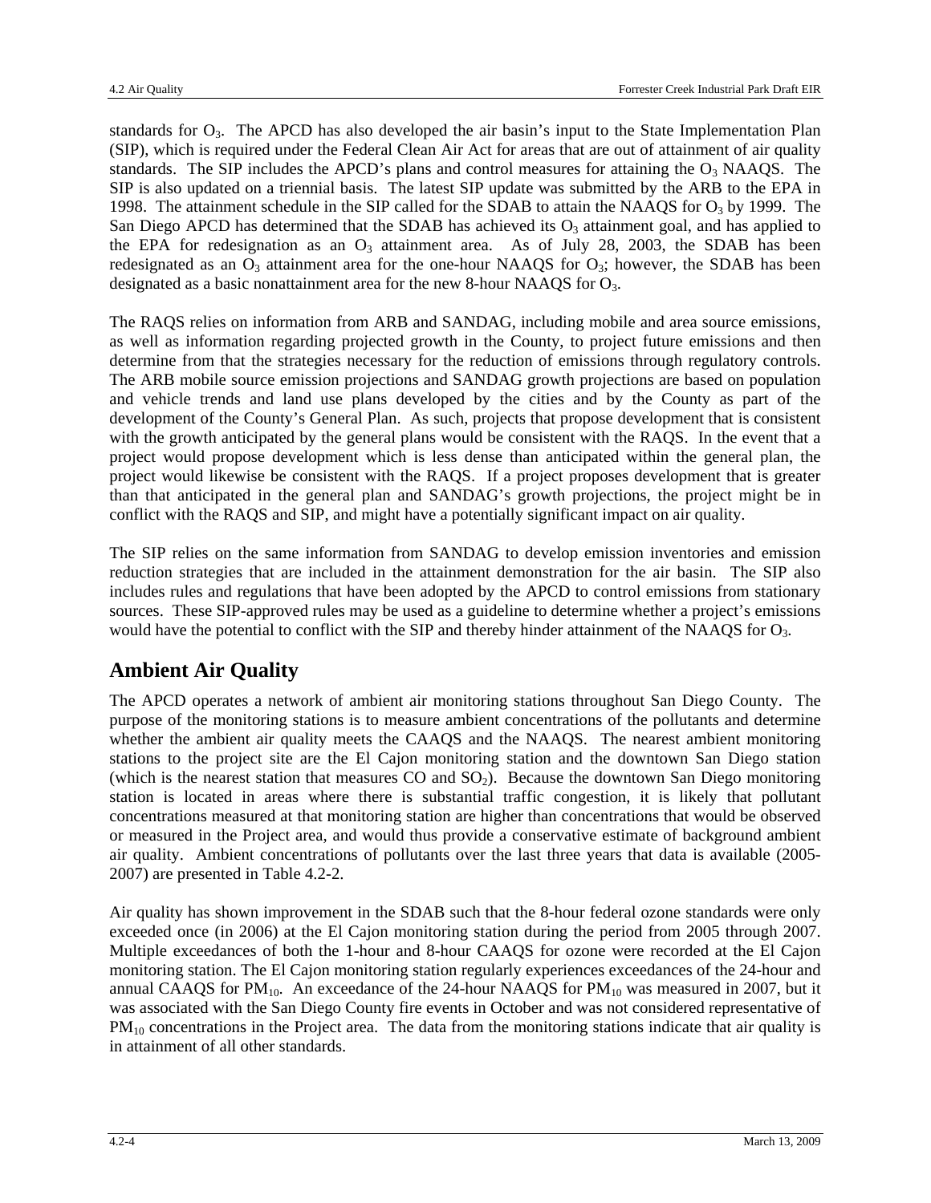standards for $O_3$. The APCD has also developed the air basin's input to the State Implementation Plan (SIP), which is required under the Federal Clean Air Act for areas that are out of attainment of air quality standards. The SIP includes the APCD's plans and control measures for attaining the $O_3$ NAAQS. The SIP is also updated on a triennial basis. The latest SIP update was submitted by the ARB to the EPA in 1998. The attainment schedule in the SIP called for the SDAB to attain the NAAQS for $O_3$ by 1999. The San Diego APCD has determined that the SDAB has achieved its $O_3$ attainment goal, and has applied to the EPA for redesignation as an $O_3$ attainment area. As of July 28, 2003, the SDAB has been redesignated as an $O_3$ attainment area for the one-hour NAAQS for $O_3$; however, the SDAB has been designated as a basic nonattainment area for the new 8-hour NAAQS for $O_3$.

The RAQS relies on information from ARB and SANDAG, including mobile and area source emissions, as well as information regarding projected growth in the County, to project future emissions and then determine from that the strategies necessary for the reduction of emissions through regulatory controls. The ARB mobile source emission projections and SANDAG growth projections are based on population and vehicle trends and land use plans developed by the cities and by the County as part of the development of the County's General Plan. As such, projects that propose development that is consistent with the growth anticipated by the general plans would be consistent with the RAQS. In the event that a project would propose development which is less dense than anticipated within the general plan, the project would likewise be consistent with the RAQS. If a project proposes development that is greater than that anticipated in the general plan and SANDAG's growth projections, the project might be in conflict with the RAQS and SIP, and might have a potentially significant impact on air quality.

The SIP relies on the same information from SANDAG to develop emission inventories and emission reduction strategies that are included in the attainment demonstration for the air basin. The SIP also includes rules and regulations that have been adopted by the APCD to control emissions from stationary sources. These SIP-approved rules may be used as a guideline to determine whether a project's emissions would have the potential to conflict with the SIP and thereby hinder attainment of the NAAQS for $O_3$.

## Ambient Air Quality

The APCD operates a network of ambient air monitoring stations throughout San Diego County. The purpose of the monitoring stations is to measure ambient concentrations of the pollutants and determine whether the ambient air quality meets the CAAQS and the NAAQS. The nearest ambient monitoring stations to the project site are the El Cajon monitoring station and the downtown San Diego station (which is the nearest station that measures CO and $SO_2$). Because the downtown San Diego monitoring station is located in areas where there is substantial traffic congestion, it is likely that pollutant concentrations measured at that monitoring station are higher than concentrations that would be observed or measured in the Project area, and would thus provide a conservative estimate of background ambient air quality. Ambient concentrations of pollutants over the last three years that data is available (2005-2007) are presented in Table 4.2-2.

Air quality has shown improvement in the SDAB such that the 8-hour federal ozone standards were only exceeded once (in 2006) at the El Cajon monitoring station during the period from 2005 through 2007. Multiple exceedances of both the 1-hour and 8-hour CAAQS for ozone were recorded at the El Cajon monitoring station. The El Cajon monitoring station regularly experiences exceedances of the 24-hour and annual CAAQS for $PM_{10}$. An exceedance of the 24-hour NAAQS for $PM_{10}$ was measured in 2007, but it was associated with the San Diego County fire events in October and was not considered representative of $PM_{10}$ concentrations in the Project area. The data from the monitoring stations indicate that air quality is in attainment of all other standards.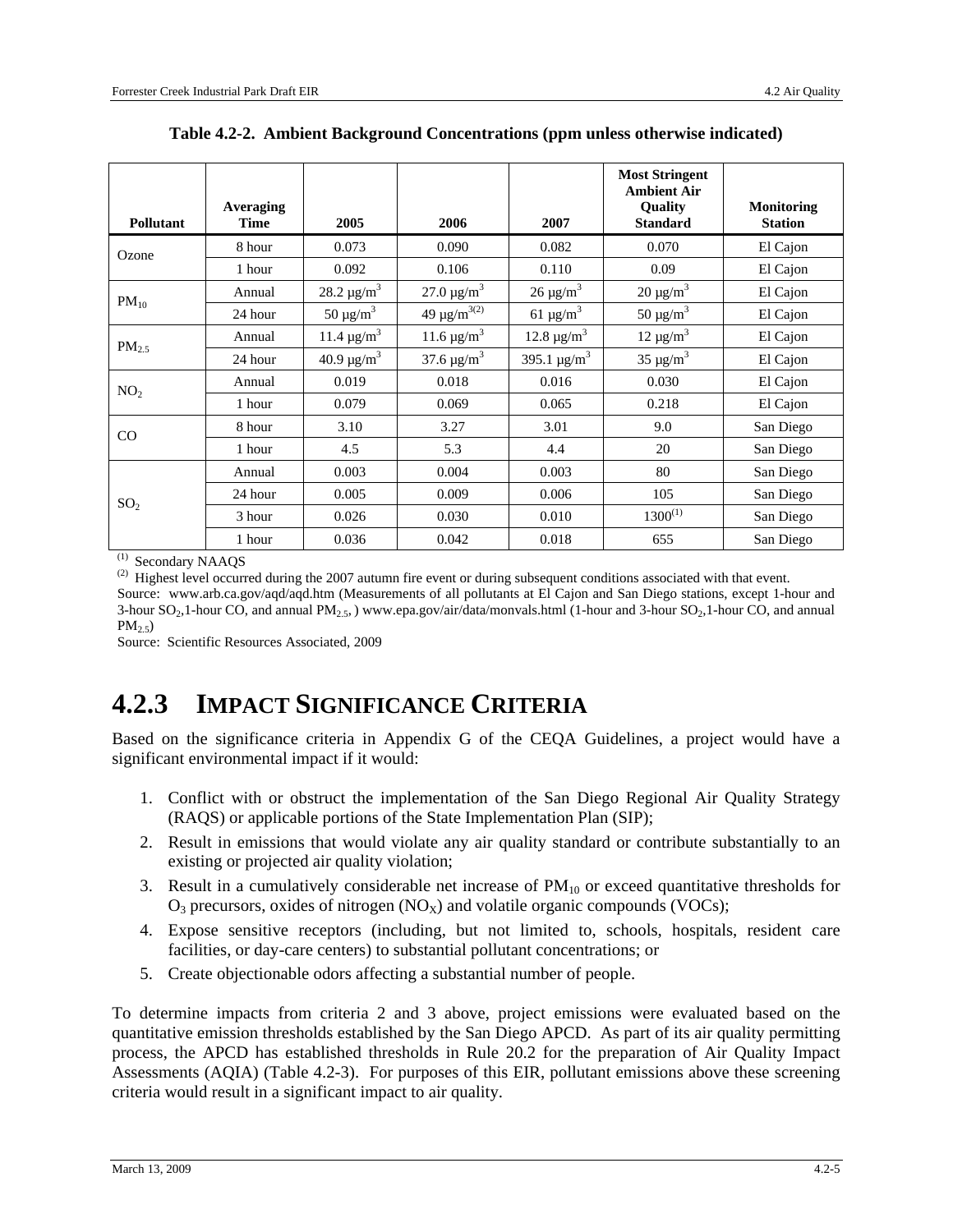**Table 4.2-2. Ambient Background Concentrations (ppm unless otherwise indicated)**

| Pollutant | Averaging Time | 2005 | 2006 | 2007 | Most Stringent Ambient Air Quality Standard | Monitoring Station |
|---|---|---|---|---|---|---|
| Ozone | 8 hour | 0.073 | 0.090 | 0.082 | 0.070 | El Cajon |
| | 1 hour | 0.092 | 0.106 | 0.110 | 0.09 | El Cajon |
| $PM_{10}$ | Annual | 28.2 μg/m$^3$ | 27.0 μg/m$^3$ | 26 μg/m$^3$ | 20 μg/m$^3$ | El Cajon |
| | 24 hour | 50 μg/m$^3$ | 49 μg/m$^3$ (2) | 61 μg/m$^3$ | 50 μg/m$^3$ | El Cajon |
| $PM_{2.5}$ | Annual | 11.4 μg/m$^3$ | 11.6 μg/m$^3$ | 12.8 μg/m$^3$ | 12 μg/m$^3$ | El Cajon |
| | 24 hour | 40.9 μg/m$^3$ | 37.6 μg/m$^3$ | 395.1 μg/m$^3$ | 35 μg/m$^3$ | El Cajon |
| $NO_2$ | Annual | 0.019 | 0.018 | 0.016 | 0.030 | El Cajon |
| | 1 hour | 0.079 | 0.069 | 0.065 | 0.218 | El Cajon |
| CO | 8 hour | 3.10 | 3.27 | 3.01 | 9.0 | San Diego |
| | 1 hour | 4.5 | 5.3 | 4.4 | 20 | San Diego |
| $SO_2$ | Annual | 0.003 | 0.004 | 0.003 | 80 | San Diego |
| | 24 hour | 0.005 | 0.009 | 0.006 | 105 | San Diego |
| | 3 hour | 0.026 | 0.030 | 0.010 | 1300 (1) | San Diego |
| | 1 hour | 0.036 | 0.042 | 0.018 | 655 | San Diego |

(1) Secondary NAAQS

(2) Highest level occurred during the 2007 autumn fire event or during subsequent conditions associated with that event.

Source: www.arb.ca.gov/aqd/aqd.htm (Measurements of all pollutants at El Cajon and San Diego stations, except 1-hour and 3-hour $SO_2$,1-hour CO, and annual $PM_{2.5}$, ) www.epa.gov/air/data/monvals.html (1-hour and 3-hour $SO_2$,1-hour CO, and annual $PM_{2.5}$)

Source: Scientific Resources Associated, 2009

## 4.2.3 IMPACT SIGNIFICANCE CRITERIA

Based on the significance criteria in Appendix G of the CEQA Guidelines, a project would have a significant environmental impact if it would:

1. Conflict with or obstruct the implementation of the San Diego Regional Air Quality Strategy (RAQS) or applicable portions of the State Implementation Plan (SIP);
2. Result in emissions that would violate any air quality standard or contribute substantially to an existing or projected air quality violation;
3. Result in a cumulatively considerable net increase of $PM_{10}$ or exceed quantitative thresholds for $O_3$ precursors, oxides of nitrogen ($NO_X$) and volatile organic compounds (VOCs);
4. Expose sensitive receptors (including, but not limited to, schools, hospitals, resident care facilities, or day-care centers) to substantial pollutant concentrations; or
5. Create objectionable odors affecting a substantial number of people.

To determine impacts from criteria 2 and 3 above, project emissions were evaluated based on the quantitative emission thresholds established by the San Diego APCD. As part of its air quality permitting process, the APCD has established thresholds in Rule 20.2 for the preparation of Air Quality Impact Assessments (AQIA) (Table 4.2-3). For purposes of this EIR, pollutant emissions above these screening criteria would result in a significant impact to air quality.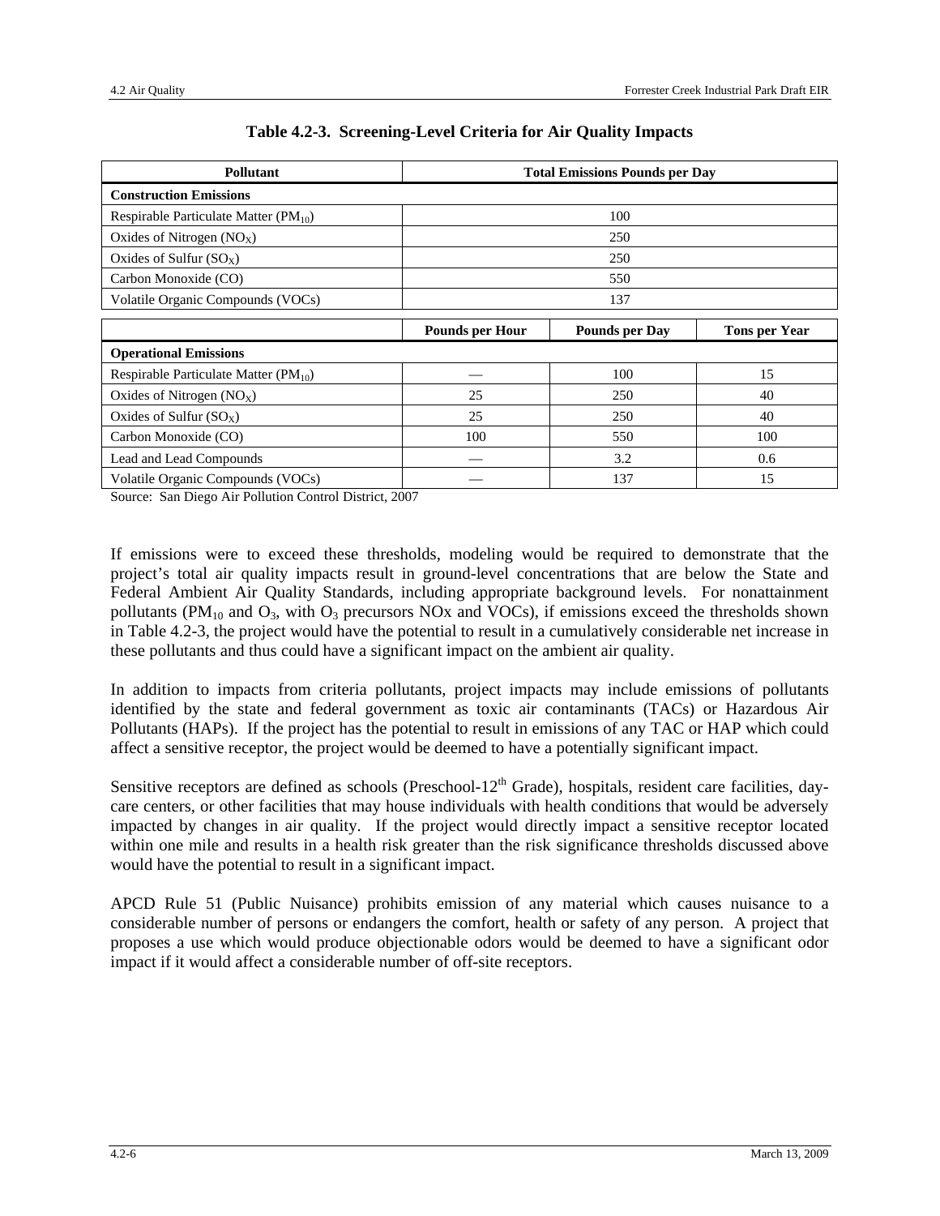**Table 4.2-3. Screening-Level Criteria for Air Quality Impacts**

| Pollutant | Total Emissions Pounds per Day | | |
|---|---|---|---|
| **Construction Emissions** | | | |
| Respirable Particulate Matter ($PM_{10}$) | 100 | | |
| Oxides of Nitrogen ($NO_X$) | 250 | | |
| Oxides of Sulfur ($SO_X$) | 250 | | |
| Carbon Monoxide (CO) | 550 | | |
| Volatile Organic Compounds (VOCs) | 137 | | |
| | **Pounds per Hour** | **Pounds per Day** | **Tons per Year** |
| **Operational Emissions** | | | |
| Respirable Particulate Matter ($PM_{10}$) | — | 100 | 15 |
| Oxides of Nitrogen ($NO_X$) | 25 | 250 | 40 |
| Oxides of Sulfur ($SO_X$) | 25 | 250 | 40 |
| Carbon Monoxide (CO) | 100 | 550 | 100 |
| Lead and Lead Compounds | — | 3.2 | 0.6 |
| Volatile Organic Compounds (VOCs) | — | 137 | 15 |

Source: San Diego Air Pollution Control District, 2007

If emissions were to exceed these thresholds, modeling would be required to demonstrate that the project's total air quality impacts result in ground-level concentrations that are below the State and Federal Ambient Air Quality Standards, including appropriate background levels. For nonattainment pollutants ($PM_{10}$ and $O_3$, with $O_3$ precursors NOx and VOCs), if emissions exceed the thresholds shown in Table 4.2-3, the project would have the potential to result in a cumulatively considerable net increase in these pollutants and thus could have a significant impact on the ambient air quality.

In addition to impacts from criteria pollutants, project impacts may include emissions of pollutants identified by the state and federal government as toxic air contaminants (TACs) or Hazardous Air Pollutants (HAPs). If the project has the potential to result in emissions of any TAC or HAP which could affect a sensitive receptor, the project would be deemed to have a potentially significant impact.

Sensitive receptors are defined as schools (Preschool-12th Grade), hospitals, resident care facilities, day-care centers, or other facilities that may house individuals with health conditions that would be adversely impacted by changes in air quality. If the project would directly impact a sensitive receptor located within one mile and results in a health risk greater than the risk significance thresholds discussed above would have the potential to result in a significant impact.

APCD Rule 51 (Public Nuisance) prohibits emission of any material which causes nuisance to a considerable number of persons or endangers the comfort, health or safety of any person. A project that proposes a use which would produce objectionable odors would be deemed to have a significant odor impact if it would affect a considerable number of off-site receptors.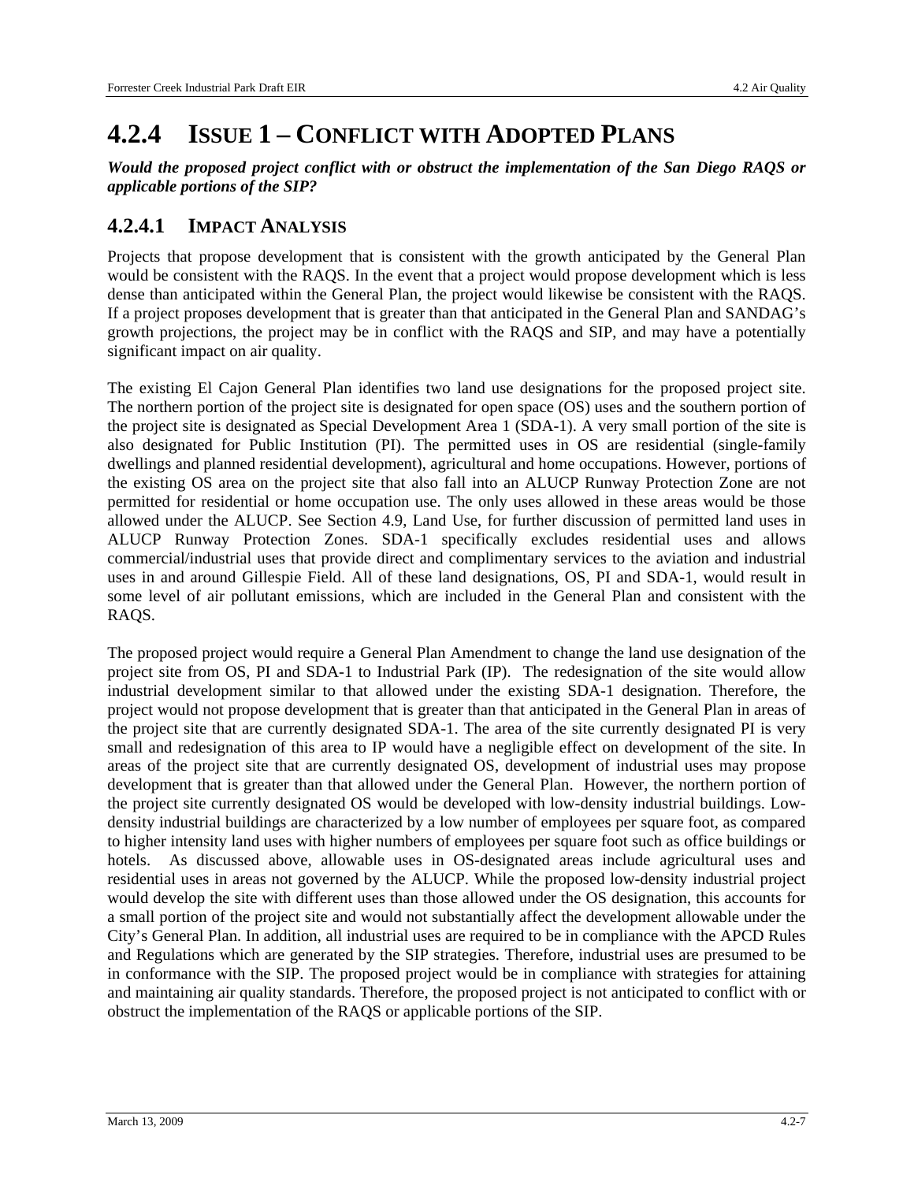## 4.2.4 ISSUE 1 – CONFLICT WITH ADOPTED PLANS

***Would the proposed project conflict with or obstruct the implementation of the San Diego RAQS or applicable portions of the SIP?***

### 4.2.4.1 IMPACT ANALYSIS

Projects that propose development that is consistent with the growth anticipated by the General Plan would be consistent with the RAQS. In the event that a project would propose development which is less dense than anticipated within the General Plan, the project would likewise be consistent with the RAQS. If a project proposes development that is greater than that anticipated in the General Plan and SANDAG's growth projections, the project may be in conflict with the RAQS and SIP, and may have a potentially significant impact on air quality.

The existing El Cajon General Plan identifies two land use designations for the proposed project site. The northern portion of the project site is designated for open space (OS) uses and the southern portion of the project site is designated as Special Development Area 1 (SDA-1). A very small portion of the site is also designated for Public Institution (PI). The permitted uses in OS are residential (single-family dwellings and planned residential development), agricultural and home occupations. However, portions of the existing OS area on the project site that also fall into an ALUCP Runway Protection Zone are not permitted for residential or home occupation use. The only uses allowed in these areas would be those allowed under the ALUCP. See Section 4.9, Land Use, for further discussion of permitted land uses in ALUCP Runway Protection Zones. SDA-1 specifically excludes residential uses and allows commercial/industrial uses that provide direct and complimentary services to the aviation and industrial uses in and around Gillespie Field. All of these land designations, OS, PI and SDA-1, would result in some level of air pollutant emissions, which are included in the General Plan and consistent with the RAQS.

The proposed project would require a General Plan Amendment to change the land use designation of the project site from OS, PI and SDA-1 to Industrial Park (IP). The redesignation of the site would allow industrial development similar to that allowed under the existing SDA-1 designation. Therefore, the project would not propose development that is greater than that anticipated in the General Plan in areas of the project site that are currently designated SDA-1. The area of the site currently designated PI is very small and redesignation of this area to IP would have a negligible effect on development of the site. In areas of the project site that are currently designated OS, development of industrial uses may propose development that is greater than that allowed under the General Plan. However, the northern portion of the project site currently designated OS would be developed with low-density industrial buildings. Low-density industrial buildings are characterized by a low number of employees per square foot, as compared to higher intensity land uses with higher numbers of employees per square foot such as office buildings or hotels. As discussed above, allowable uses in OS-designated areas include agricultural uses and residential uses in areas not governed by the ALUCP. While the proposed low-density industrial project would develop the site with different uses than those allowed under the OS designation, this accounts for a small portion of the project site and would not substantially affect the development allowable under the City's General Plan. In addition, all industrial uses are required to be in compliance with the APCD Rules and Regulations which are generated by the SIP strategies. Therefore, industrial uses are presumed to be in conformance with the SIP. The proposed project would be in compliance with strategies for attaining and maintaining air quality standards. Therefore, the proposed project is not anticipated to conflict with or obstruct the implementation of the RAQS or applicable portions of the SIP.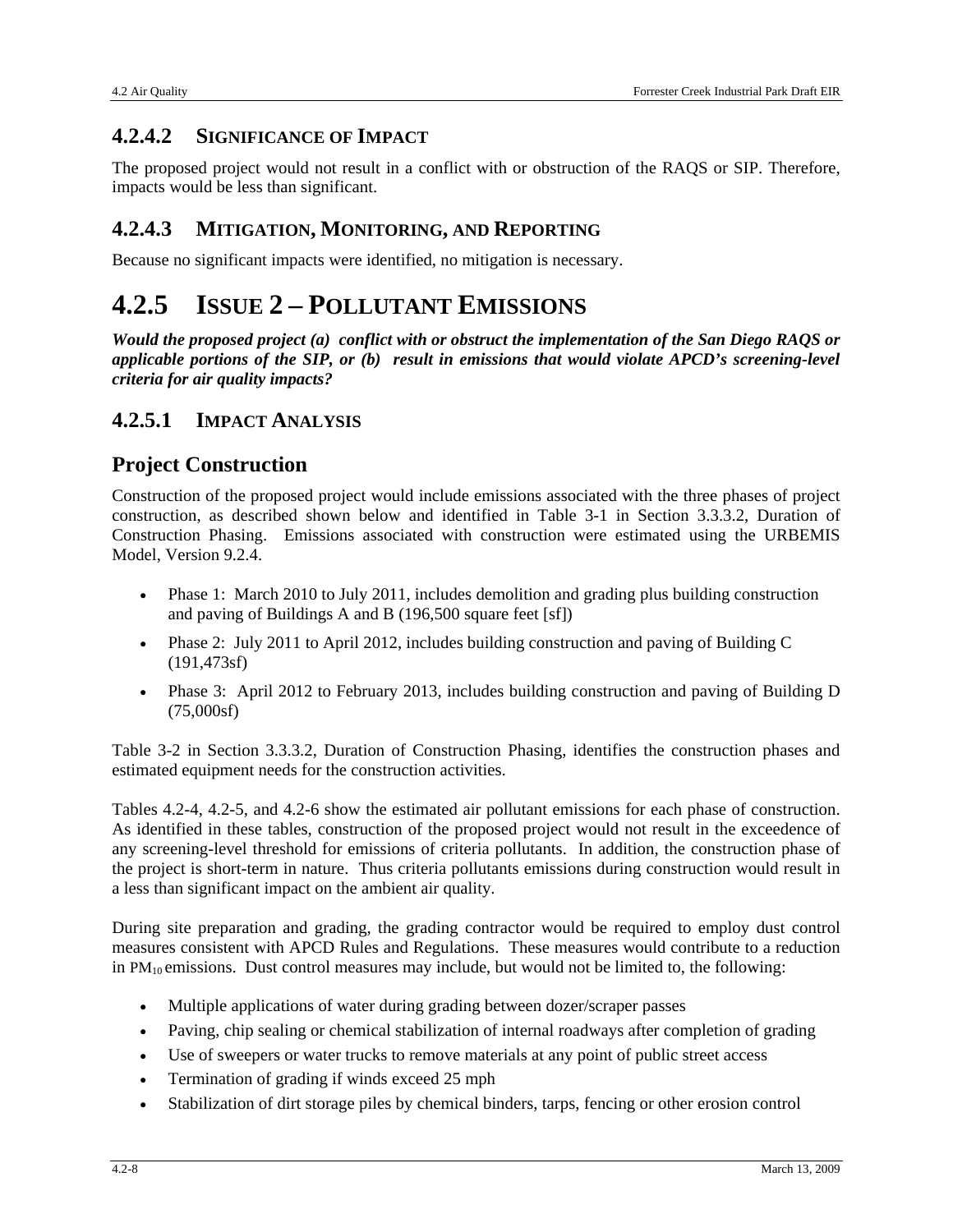### 4.2.4.2 SIGNIFICANCE OF IMPACT

The proposed project would not result in a conflict with or obstruction of the RAQS or SIP. Therefore, impacts would be less than significant.

### 4.2.4.3 MITIGATION, MONITORING, AND REPORTING

Because no significant impacts were identified, no mitigation is necessary.

## 4.2.5 ISSUE 2 – POLLUTANT EMISSIONS

***Would the proposed project (a) conflict with or obstruct the implementation of the San Diego RAQS or applicable portions of the SIP, or (b) result in emissions that would violate APCD's screening-level criteria for air quality impacts?***

### 4.2.5.1 IMPACT ANALYSIS

## Project Construction

Construction of the proposed project would include emissions associated with the three phases of project construction, as described shown below and identified in Table 3-1 in Section 3.3.3.2, Duration of Construction Phasing. Emissions associated with construction were estimated using the URBEMIS Model, Version 9.2.4.

- Phase 1: March 2010 to July 2011, includes demolition and grading plus building construction and paving of Buildings A and B (196,500 square feet [sf])
- Phase 2: July 2011 to April 2012, includes building construction and paving of Building C (191,473sf)
- Phase 3: April 2012 to February 2013, includes building construction and paving of Building D (75,000sf)

Table 3-2 in Section 3.3.3.2, Duration of Construction Phasing, identifies the construction phases and estimated equipment needs for the construction activities.

Tables 4.2-4, 4.2-5, and 4.2-6 show the estimated air pollutant emissions for each phase of construction. As identified in these tables, construction of the proposed project would not result in the exceedence of any screening-level threshold for emissions of criteria pollutants. In addition, the construction phase of the project is short-term in nature. Thus criteria pollutants emissions during construction would result in a less than significant impact on the ambient air quality.

During site preparation and grading, the grading contractor would be required to employ dust control measures consistent with APCD Rules and Regulations. These measures would contribute to a reduction in $PM_{10}$ emissions. Dust control measures may include, but would not be limited to, the following:

- Multiple applications of water during grading between dozer/scraper passes
- Paving, chip sealing or chemical stabilization of internal roadways after completion of grading
- Use of sweepers or water trucks to remove materials at any point of public street access
- Termination of grading if winds exceed 25 mph
- Stabilization of dirt storage piles by chemical binders, tarps, fencing or other erosion control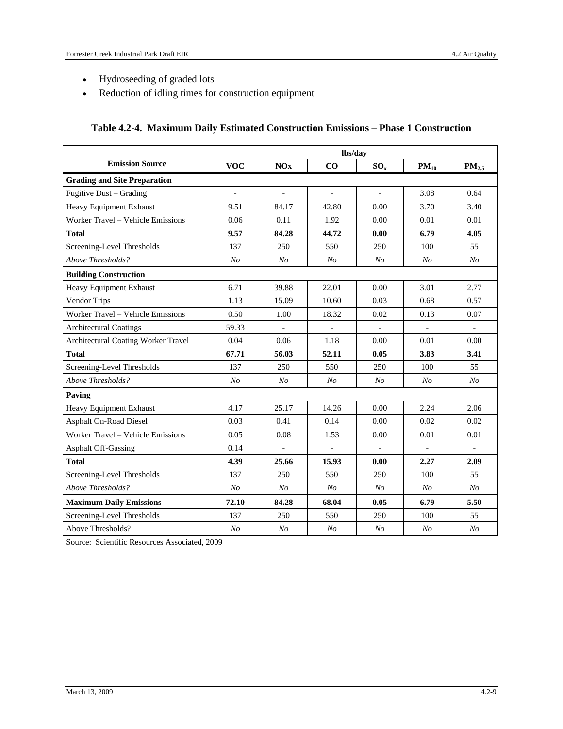- Hydroseeding of graded lots
- Reduction of idling times for construction equipment

**Table 4.2-4. Maximum Daily Estimated Construction Emissions – Phase 1 Construction**

| Emission Source | lbs/day | | | | | |
|---|---|---|---|---|---|---|
| | **VOC** | **NOx** | **CO** | **$SO_x$** | **$PM_{10}$** | **$PM_{2.5}$** |
| **Grading and Site Preparation** | | | | | | |
| Fugitive Dust – Grading | - | - | - | - | 3.08 | 0.64 |
| Heavy Equipment Exhaust | 9.51 | 84.17 | 42.80 | 0.00 | 3.70 | 3.40 |
| Worker Travel – Vehicle Emissions | 0.06 | 0.11 | 1.92 | 0.00 | 0.01 | 0.01 |
| **Total** | **9.57** | **84.28** | **44.72** | **0.00** | **6.79** | **4.05** |
| Screening-Level Thresholds | 137 | 250 | 550 | 250 | 100 | 55 |
| *Above Thresholds?* | *No* | *No* | *No* | *No* | *No* | *No* |
| **Building Construction** | | | | | | |
| Heavy Equipment Exhaust | 6.71 | 39.88 | 22.01 | 0.00 | 3.01 | 2.77 |
| Vendor Trips | 1.13 | 15.09 | 10.60 | 0.03 | 0.68 | 0.57 |
| Worker Travel – Vehicle Emissions | 0.50 | 1.00 | 18.32 | 0.02 | 0.13 | 0.07 |
| Architectural Coatings | 59.33 | - | - | - | - | - |
| Architectural Coating Worker Travel | 0.04 | 0.06 | 1.18 | 0.00 | 0.01 | 0.00 |
| **Total** | **67.71** | **56.03** | **52.11** | **0.05** | **3.83** | **3.41** |
| Screening-Level Thresholds | 137 | 250 | 550 | 250 | 100 | 55 |
| *Above Thresholds?* | *No* | *No* | *No* | *No* | *No* | *No* |
| **Paving** | | | | | | |
| Heavy Equipment Exhaust | 4.17 | 25.17 | 14.26 | 0.00 | 2.24 | 2.06 |
| Asphalt On-Road Diesel | 0.03 | 0.41 | 0.14 | 0.00 | 0.02 | 0.02 |
| Worker Travel – Vehicle Emissions | 0.05 | 0.08 | 1.53 | 0.00 | 0.01 | 0.01 |
| Asphalt Off-Gassing | 0.14 | - | - | - | - | - |
| **Total** | **4.39** | **25.66** | **15.93** | **0.00** | **2.27** | **2.09** |
| Screening-Level Thresholds | 137 | 250 | 550 | 250 | 100 | 55 |
| *Above Thresholds?* | *No* | *No* | *No* | *No* | *No* | *No* |
| **Maximum Daily Emissions** | **72.10** | **84.28** | **68.04** | **0.05** | **6.79** | **5.50** |
| Screening-Level Thresholds | 137 | 250 | 550 | 250 | 100 | 55 |
| Above Thresholds? | *No* | *No* | *No* | *No* | *No* | *No* |

Source: Scientific Resources Associated, 2009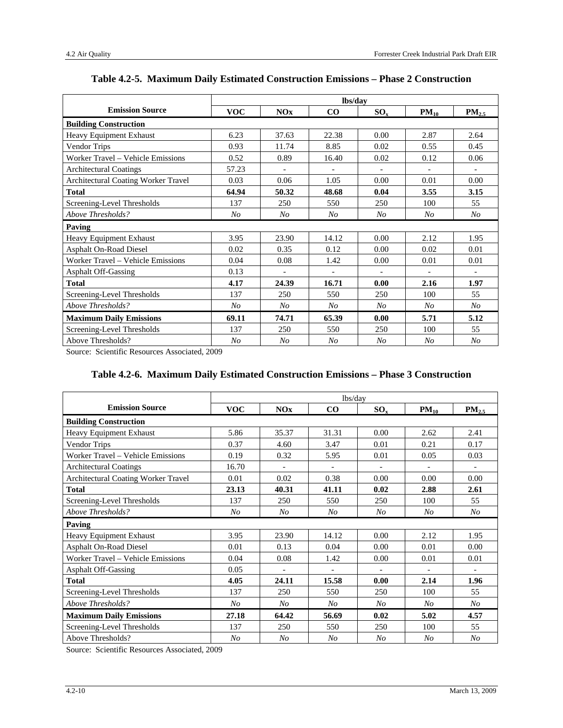**Table 4.2-5. Maximum Daily Estimated Construction Emissions – Phase 2 Construction**

| Emission Source | lbs/day | | | | | |
|---|---|---|---|---|---|---|
| | VOC | NOx | CO | $SO_x$ | $PM_{10}$ | $PM_{2.5}$ |
| **Building Construction** | | | | | | |
| Heavy Equipment Exhaust | 6.23 | 37.63 | 22.38 | 0.00 | 2.87 | 2.64 |
| Vendor Trips | 0.93 | 11.74 | 8.85 | 0.02 | 0.55 | 0.45 |
| Worker Travel – Vehicle Emissions | 0.52 | 0.89 | 16.40 | 0.02 | 0.12 | 0.06 |
| Architectural Coatings | 57.23 | - | - | - | - | - |
| Architectural Coating Worker Travel | 0.03 | 0.06 | 1.05 | 0.00 | 0.01 | 0.00 |
| **Total** | **64.94** | **50.32** | **48.68** | **0.04** | **3.55** | **3.15** |
| Screening-Level Thresholds | 137 | 250 | 550 | 250 | 100 | 55 |
| *Above Thresholds?* | *No* | *No* | *No* | *No* | *No* | *No* |
| **Paving** | | | | | | |
| Heavy Equipment Exhaust | 3.95 | 23.90 | 14.12 | 0.00 | 2.12 | 1.95 |
| Asphalt On-Road Diesel | 0.02 | 0.35 | 0.12 | 0.00 | 0.02 | 0.01 |
| Worker Travel – Vehicle Emissions | 0.04 | 0.08 | 1.42 | 0.00 | 0.01 | 0.01 |
| Asphalt Off-Gassing | 0.13 | - | - | - | - | - |
| **Total** | **4.17** | **24.39** | **16.71** | **0.00** | **2.16** | **1.97** |
| Screening-Level Thresholds | 137 | 250 | 550 | 250 | 100 | 55 |
| *Above Thresholds?* | *No* | *No* | *No* | *No* | *No* | *No* |
| **Maximum Daily Emissions** | **69.11** | **74.71** | **65.39** | **0.00** | **5.71** | **5.12** |
| Screening-Level Thresholds | 137 | 250 | 550 | 250 | 100 | 55 |
| Above Thresholds? | *No* | *No* | *No* | *No* | *No* | *No* |

Source: Scientific Resources Associated, 2009

**Table 4.2-6. Maximum Daily Estimated Construction Emissions – Phase 3 Construction**

| Emission Source | lbs/day | | | | | |
|---|---|---|---|---|---|---|
| | VOC | NOx | CO | $SO_x$ | $PM_{10}$ | $PM_{2.5}$ |
| **Building Construction** | | | | | | |
| Heavy Equipment Exhaust | 5.86 | 35.37 | 31.31 | 0.00 | 2.62 | 2.41 |
| Vendor Trips | 0.37 | 4.60 | 3.47 | 0.01 | 0.21 | 0.17 |
| Worker Travel – Vehicle Emissions | 0.19 | 0.32 | 5.95 | 0.01 | 0.05 | 0.03 |
| Architectural Coatings | 16.70 | - | - | - | - | - |
| Architectural Coating Worker Travel | 0.01 | 0.02 | 0.38 | 0.00 | 0.00 | 0.00 |
| **Total** | **23.13** | **40.31** | **41.11** | **0.02** | **2.88** | **2.61** |
| Screening-Level Thresholds | 137 | 250 | 550 | 250 | 100 | 55 |
| *Above Thresholds?* | *No* | *No* | *No* | *No* | *No* | *No* |
| **Paving** | | | | | | |
| Heavy Equipment Exhaust | 3.95 | 23.90 | 14.12 | 0.00 | 2.12 | 1.95 |
| Asphalt On-Road Diesel | 0.01 | 0.13 | 0.04 | 0.00 | 0.01 | 0.00 |
| Worker Travel – Vehicle Emissions | 0.04 | 0.08 | 1.42 | 0.00 | 0.01 | 0.01 |
| Asphalt Off-Gassing | 0.05 | - | - | - | - | - |
| **Total** | **4.05** | **24.11** | **15.58** | **0.00** | **2.14** | **1.96** |
| Screening-Level Thresholds | 137 | 250 | 550 | 250 | 100 | 55 |
| *Above Thresholds?* | *No* | *No* | *No* | *No* | *No* | *No* |
| **Maximum Daily Emissions** | **27.18** | **64.42** | **56.69** | **0.02** | **5.02** | **4.57** |
| Screening-Level Thresholds | 137 | 250 | 550 | 250 | 100 | 55 |
| Above Thresholds? | *No* | *No* | *No* | *No* | *No* | *No* |

Source: Scientific Resources Associated, 2009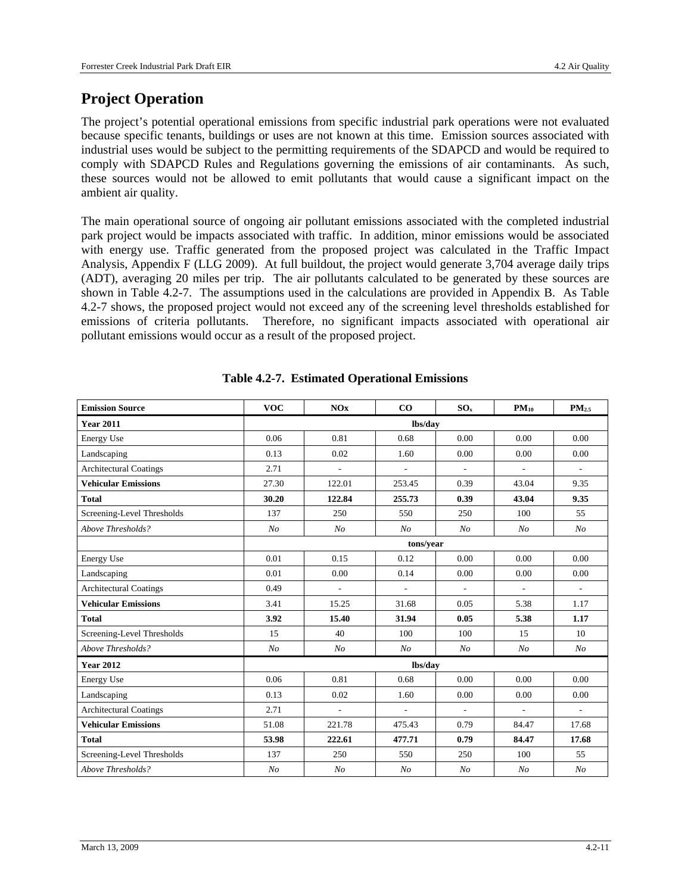## Project Operation

The project's potential operational emissions from specific industrial park operations were not evaluated because specific tenants, buildings or uses are not known at this time. Emission sources associated with industrial uses would be subject to the permitting requirements of the SDAPCD and would be required to comply with SDAPCD Rules and Regulations governing the emissions of air contaminants. As such, these sources would not be allowed to emit pollutants that would cause a significant impact on the ambient air quality.

The main operational source of ongoing air pollutant emissions associated with the completed industrial park project would be impacts associated with traffic. In addition, minor emissions would be associated with energy use. Traffic generated from the proposed project was calculated in the Traffic Impact Analysis, Appendix F (LLG 2009). At full buildout, the project would generate 3,704 average daily trips (ADT), averaging 20 miles per trip. The air pollutants calculated to be generated by these sources are shown in Table 4.2-7. The assumptions used in the calculations are provided in Appendix B. As Table 4.2-7 shows, the proposed project would not exceed any of the screening level thresholds established for emissions of criteria pollutants. Therefore, no significant impacts associated with operational air pollutant emissions would occur as a result of the proposed project.

**Table 4.2-7. Estimated Operational Emissions**

| Emission Source | VOC | NOx | CO | $SO_x$ | $PM_{10}$ | $PM_{2.5}$ |
|---|---|---|---|---|---|---|
| **Year 2011** | | | **lbs/day** | | | |
| Energy Use | 0.06 | 0.81 | 0.68 | 0.00 | 0.00 | 0.00 |
| Landscaping | 0.13 | 0.02 | 1.60 | 0.00 | 0.00 | 0.00 |
| Architectural Coatings | 2.71 | - | - | - | - | - |
| **Vehicular Emissions** | 27.30 | 122.01 | 253.45 | 0.39 | 43.04 | 9.35 |
| **Total** | **30.20** | **122.84** | **255.73** | **0.39** | **43.04** | **9.35** |
| Screening-Level Thresholds | 137 | 250 | 550 | 250 | 100 | 55 |
| *Above Thresholds?* | *No* | *No* | *No* | *No* | *No* | *No* |
| | | | **tons/year** | | | |
| Energy Use | 0.01 | 0.15 | 0.12 | 0.00 | 0.00 | 0.00 |
| Landscaping | 0.01 | 0.00 | 0.14 | 0.00 | 0.00 | 0.00 |
| Architectural Coatings | 0.49 | - | - | - | - | - |
| **Vehicular Emissions** | 3.41 | 15.25 | 31.68 | 0.05 | 5.38 | 1.17 |
| **Total** | **3.92** | **15.40** | **31.94** | **0.05** | **5.38** | **1.17** |
| Screening-Level Thresholds | 15 | 40 | 100 | 100 | 15 | 10 |
| *Above Thresholds?* | *No* | *No* | *No* | *No* | *No* | *No* |
| **Year 2012** | | | **lbs/day** | | | |
| Energy Use | 0.06 | 0.81 | 0.68 | 0.00 | 0.00 | 0.00 |
| Landscaping | 0.13 | 0.02 | 1.60 | 0.00 | 0.00 | 0.00 |
| Architectural Coatings | 2.71 | - | - | - | - | - |
| **Vehicular Emissions** | 51.08 | 221.78 | 475.43 | 0.79 | 84.47 | 17.68 |
| **Total** | **53.98** | **222.61** | **477.71** | **0.79** | **84.47** | **17.68** |
| Screening-Level Thresholds | 137 | 250 | 550 | 250 | 100 | 55 |
| *Above Thresholds?* | *No* | *No* | *No* | *No* | *No* | *No* |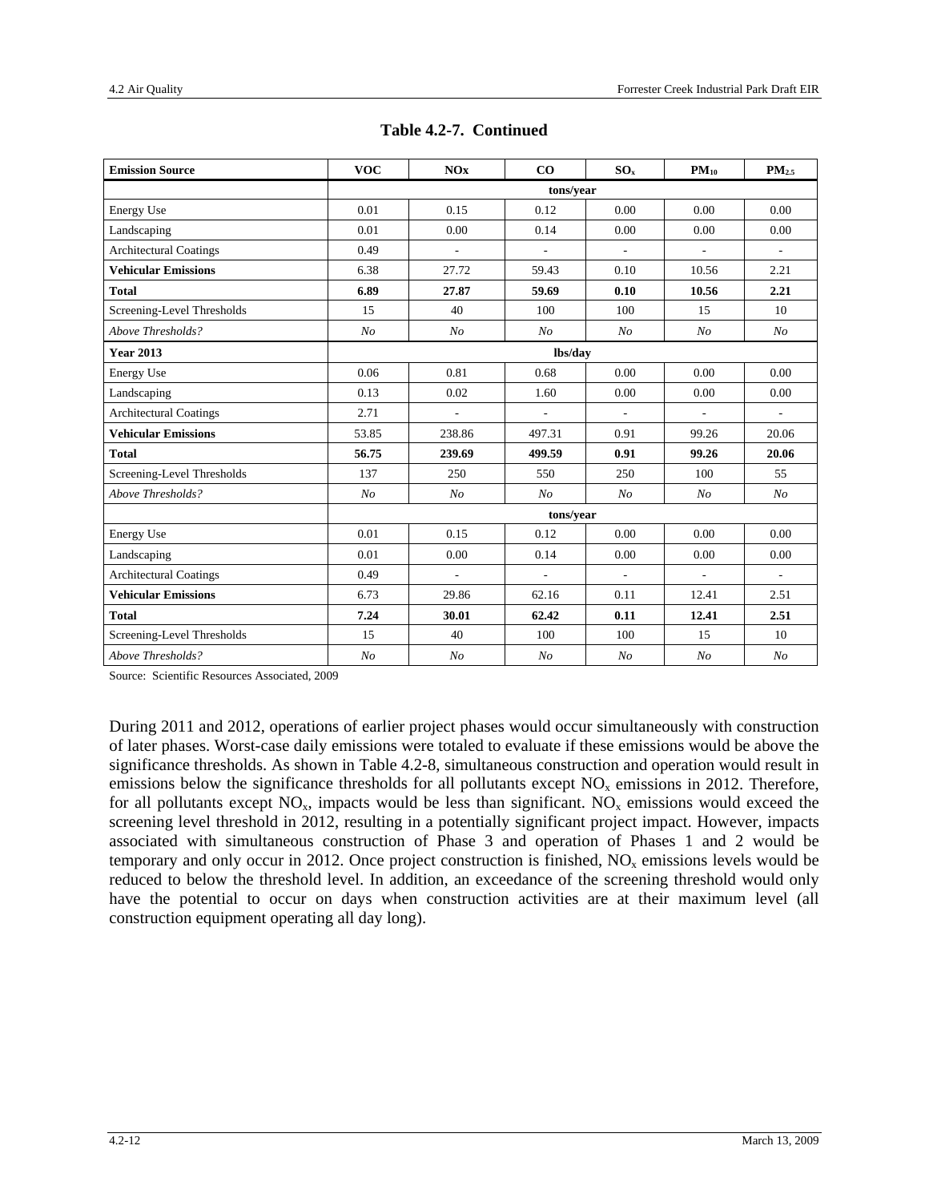**Table 4.2-7. Continued**

| **Emission Source** | **VOC** | **NOx** | **CO** | **$SO_x$** | **$PM_{10}$** | **$PM_{2.5}$** |
|---|---|---|---|---|---|---|
| | **tons/year** | | | | | |
| Energy Use | 0.01 | 0.15 | 0.12 | 0.00 | 0.00 | 0.00 |
| Landscaping | 0.01 | 0.00 | 0.14 | 0.00 | 0.00 | 0.00 |
| Architectural Coatings | 0.49 | - | - | - | - | - |
| **Vehicular Emissions** | 6.38 | 27.72 | 59.43 | 0.10 | 10.56 | 2.21 |
| **Total** | **6.89** | **27.87** | **59.69** | **0.10** | **10.56** | **2.21** |
| Screening-Level Thresholds | 15 | 40 | 100 | 100 | 15 | 10 |
| *Above Thresholds?* | *No* | *No* | *No* | *No* | *No* | *No* |
| **Year 2013** | **lbs/day** | | | | | |
| Energy Use | 0.06 | 0.81 | 0.68 | 0.00 | 0.00 | 0.00 |
| Landscaping | 0.13 | 0.02 | 1.60 | 0.00 | 0.00 | 0.00 |
| Architectural Coatings | 2.71 | - | - | - | - | - |
| **Vehicular Emissions** | 53.85 | 238.86 | 497.31 | 0.91 | 99.26 | 20.06 |
| **Total** | **56.75** | **239.69** | **499.59** | **0.91** | **99.26** | **20.06** |
| Screening-Level Thresholds | 137 | 250 | 550 | 250 | 100 | 55 |
| *Above Thresholds?* | *No* | *No* | *No* | *No* | *No* | *No* |
| | **tons/year** | | | | | |
| Energy Use | 0.01 | 0.15 | 0.12 | 0.00 | 0.00 | 0.00 |
| Landscaping | 0.01 | 0.00 | 0.14 | 0.00 | 0.00 | 0.00 |
| Architectural Coatings | 0.49 | - | - | - | - | - |
| **Vehicular Emissions** | 6.73 | 29.86 | 62.16 | 0.11 | 12.41 | 2.51 |
| **Total** | **7.24** | **30.01** | **62.42** | **0.11** | **12.41** | **2.51** |
| Screening-Level Thresholds | 15 | 40 | 100 | 100 | 15 | 10 |
| *Above Thresholds?* | *No* | *No* | *No* | *No* | *No* | *No* |

Source: Scientific Resources Associated, 2009

During 2011 and 2012, operations of earlier project phases would occur simultaneously with construction of later phases. Worst-case daily emissions were totaled to evaluate if these emissions would be above the significance thresholds. As shown in Table 4.2-8, simultaneous construction and operation would result in emissions below the significance thresholds for all pollutants except $NO_x$ emissions in 2012. Therefore, for all pollutants except $NO_x$, impacts would be less than significant. $NO_x$ emissions would exceed the screening level threshold in 2012, resulting in a potentially significant project impact. However, impacts associated with simultaneous construction of Phase 3 and operation of Phases 1 and 2 would be temporary and only occur in 2012. Once project construction is finished, $NO_x$ emissions levels would be reduced to below the threshold level. In addition, an exceedance of the screening threshold would only have the potential to occur on days when construction activities are at their maximum level (all construction equipment operating all day long).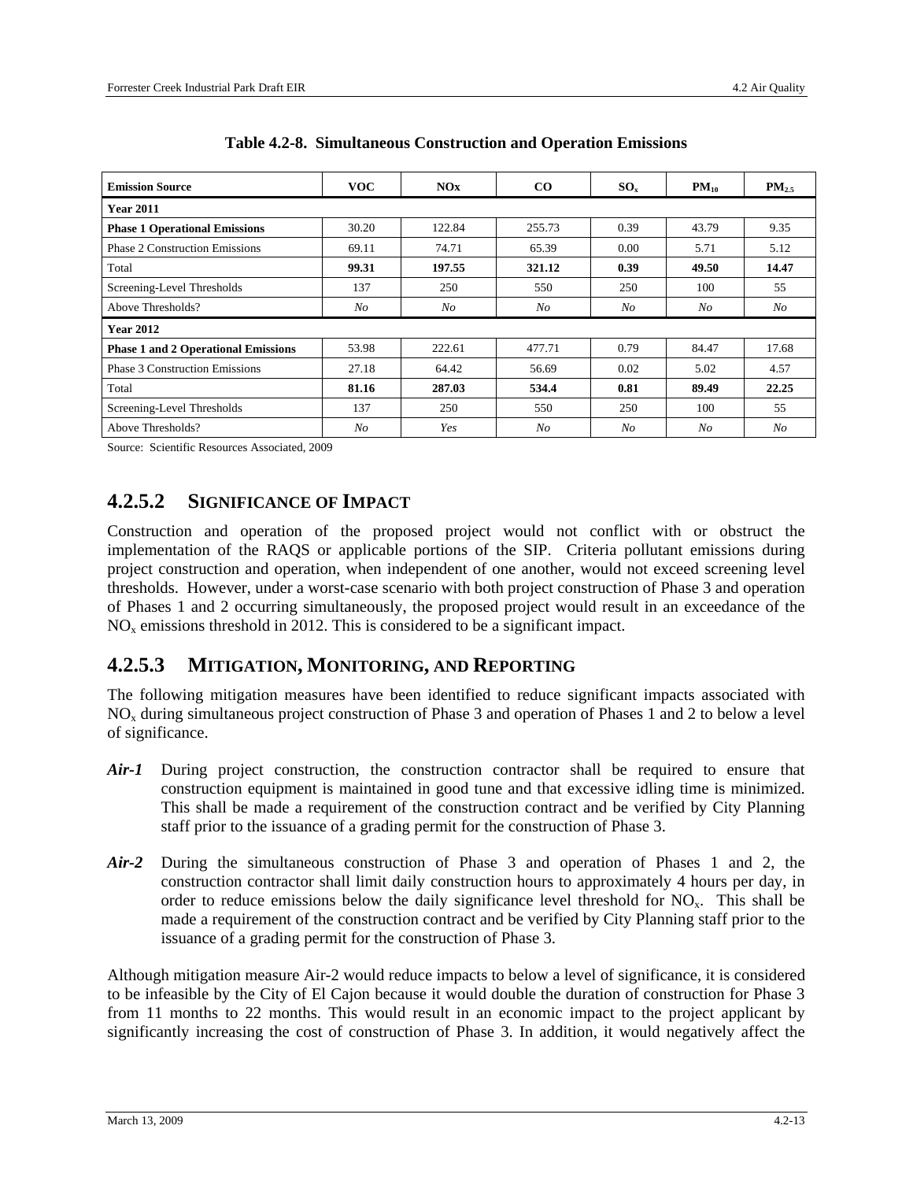**Table 4.2-8. Simultaneous Construction and Operation Emissions**

| Emission Source | VOC | NOx | CO | $SO_x$ | $PM_{10}$ | $PM_{2.5}$ |
|---|---|---|---|---|---|---|
| **Year 2011** | | | | | | |
| **Phase 1 Operational Emissions** | 30.20 | 122.84 | 255.73 | 0.39 | 43.79 | 9.35 |
| Phase 2 Construction Emissions | 69.11 | 74.71 | 65.39 | 0.00 | 5.71 | 5.12 |
| Total | **99.31** | **197.55** | **321.12** | **0.39** | **49.50** | **14.47** |
| Screening-Level Thresholds | 137 | 250 | 550 | 250 | 100 | 55 |
| Above Thresholds? | *No* | *No* | *No* | *No* | *No* | *No* |
| **Year 2012** | | | | | | |
| **Phase 1 and 2 Operational Emissions** | 53.98 | 222.61 | 477.71 | 0.79 | 84.47 | 17.68 |
| Phase 3 Construction Emissions | 27.18 | 64.42 | 56.69 | 0.02 | 5.02 | 4.57 |
| Total | **81.16** | **287.03** | **534.4** | **0.81** | **89.49** | **22.25** |
| Screening-Level Thresholds | 137 | 250 | 550 | 250 | 100 | 55 |
| Above Thresholds? | *No* | *Yes* | *No* | *No* | *No* | *No* |

Source: Scientific Resources Associated, 2009

### 4.2.5.2 SIGNIFICANCE OF IMPACT

Construction and operation of the proposed project would not conflict with or obstruct the implementation of the RAQS or applicable portions of the SIP. Criteria pollutant emissions during project construction and operation, when independent of one another, would not exceed screening level thresholds. However, under a worst-case scenario with both project construction of Phase 3 and operation of Phases 1 and 2 occurring simultaneously, the proposed project would result in an exceedance of the $NO_x$ emissions threshold in 2012. This is considered to be a significant impact.

### 4.2.5.3 MITIGATION, MONITORING, AND REPORTING

The following mitigation measures have been identified to reduce significant impacts associated with $NO_x$ during simultaneous project construction of Phase 3 and operation of Phases 1 and 2 to below a level of significance.

***Air-1*** During project construction, the construction contractor shall be required to ensure that construction equipment is maintained in good tune and that excessive idling time is minimized. This shall be made a requirement of the construction contract and be verified by City Planning staff prior to the issuance of a grading permit for the construction of Phase 3.

***Air-2*** During the simultaneous construction of Phase 3 and operation of Phases 1 and 2, the construction contractor shall limit daily construction hours to approximately 4 hours per day, in order to reduce emissions below the daily significance level threshold for $NO_x$. This shall be made a requirement of the construction contract and be verified by City Planning staff prior to the issuance of a grading permit for the construction of Phase 3.

Although mitigation measure Air-2 would reduce impacts to below a level of significance, it is considered to be infeasible by the City of El Cajon because it would double the duration of construction for Phase 3 from 11 months to 22 months. This would result in an economic impact to the project applicant by significantly increasing the cost of construction of Phase 3. In addition, it would negatively affect the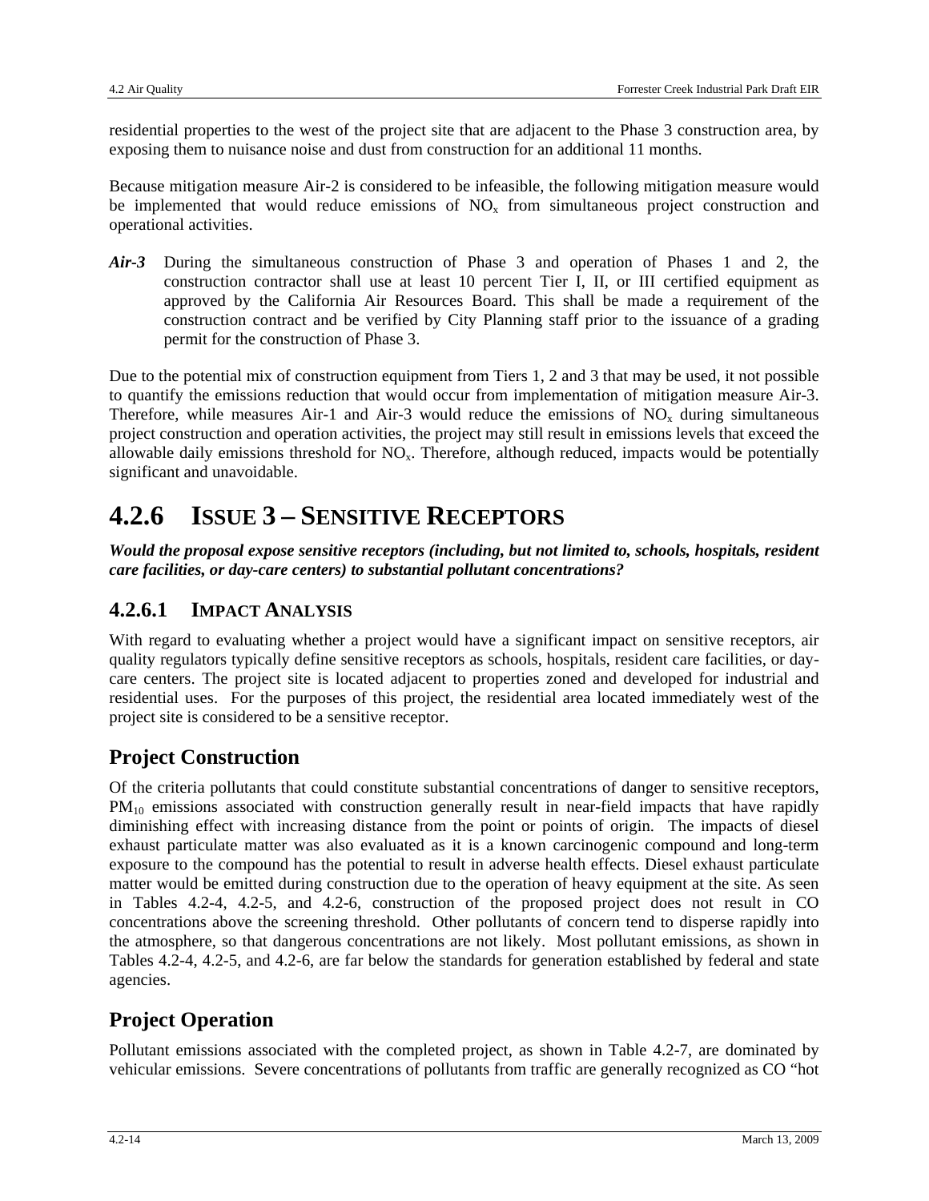residential properties to the west of the project site that are adjacent to the Phase 3 construction area, by exposing them to nuisance noise and dust from construction for an additional 11 months.

Because mitigation measure Air-2 is considered to be infeasible, the following mitigation measure would be implemented that would reduce emissions of $NO_x$ from simultaneous project construction and operational activities.

***Air-3*** During the simultaneous construction of Phase 3 and operation of Phases 1 and 2, the construction contractor shall use at least 10 percent Tier I, II, or III certified equipment as approved by the California Air Resources Board. This shall be made a requirement of the construction contract and be verified by City Planning staff prior to the issuance of a grading permit for the construction of Phase 3.

Due to the potential mix of construction equipment from Tiers 1, 2 and 3 that may be used, it not possible to quantify the emissions reduction that would occur from implementation of mitigation measure Air-3. Therefore, while measures Air-1 and Air-3 would reduce the emissions of $NO_x$ during simultaneous project construction and operation activities, the project may still result in emissions levels that exceed the allowable daily emissions threshold for $NO_x$. Therefore, although reduced, impacts would be potentially significant and unavoidable.

# 4.2.6 ISSUE 3 – SENSITIVE RECEPTORS

***Would the proposal expose sensitive receptors (including, but not limited to, schools, hospitals, resident care facilities, or day-care centers) to substantial pollutant concentrations?***

## 4.2.6.1 IMPACT ANALYSIS

With regard to evaluating whether a project would have a significant impact on sensitive receptors, air quality regulators typically define sensitive receptors as schools, hospitals, resident care facilities, or day-care centers. The project site is located adjacent to properties zoned and developed for industrial and residential uses. For the purposes of this project, the residential area located immediately west of the project site is considered to be a sensitive receptor.

## Project Construction

Of the criteria pollutants that could constitute substantial concentrations of danger to sensitive receptors, $PM_{10}$ emissions associated with construction generally result in near-field impacts that have rapidly diminishing effect with increasing distance from the point or points of origin. The impacts of diesel exhaust particulate matter was also evaluated as it is a known carcinogenic compound and long-term exposure to the compound has the potential to result in adverse health effects. Diesel exhaust particulate matter would be emitted during construction due to the operation of heavy equipment at the site. As seen in Tables 4.2-4, 4.2-5, and 4.2-6, construction of the proposed project does not result in CO concentrations above the screening threshold. Other pollutants of concern tend to disperse rapidly into the atmosphere, so that dangerous concentrations are not likely. Most pollutant emissions, as shown in Tables 4.2-4, 4.2-5, and 4.2-6, are far below the standards for generation established by federal and state agencies.

## Project Operation

Pollutant emissions associated with the completed project, as shown in Table 4.2-7, are dominated by vehicular emissions. Severe concentrations of pollutants from traffic are generally recognized as CO "hot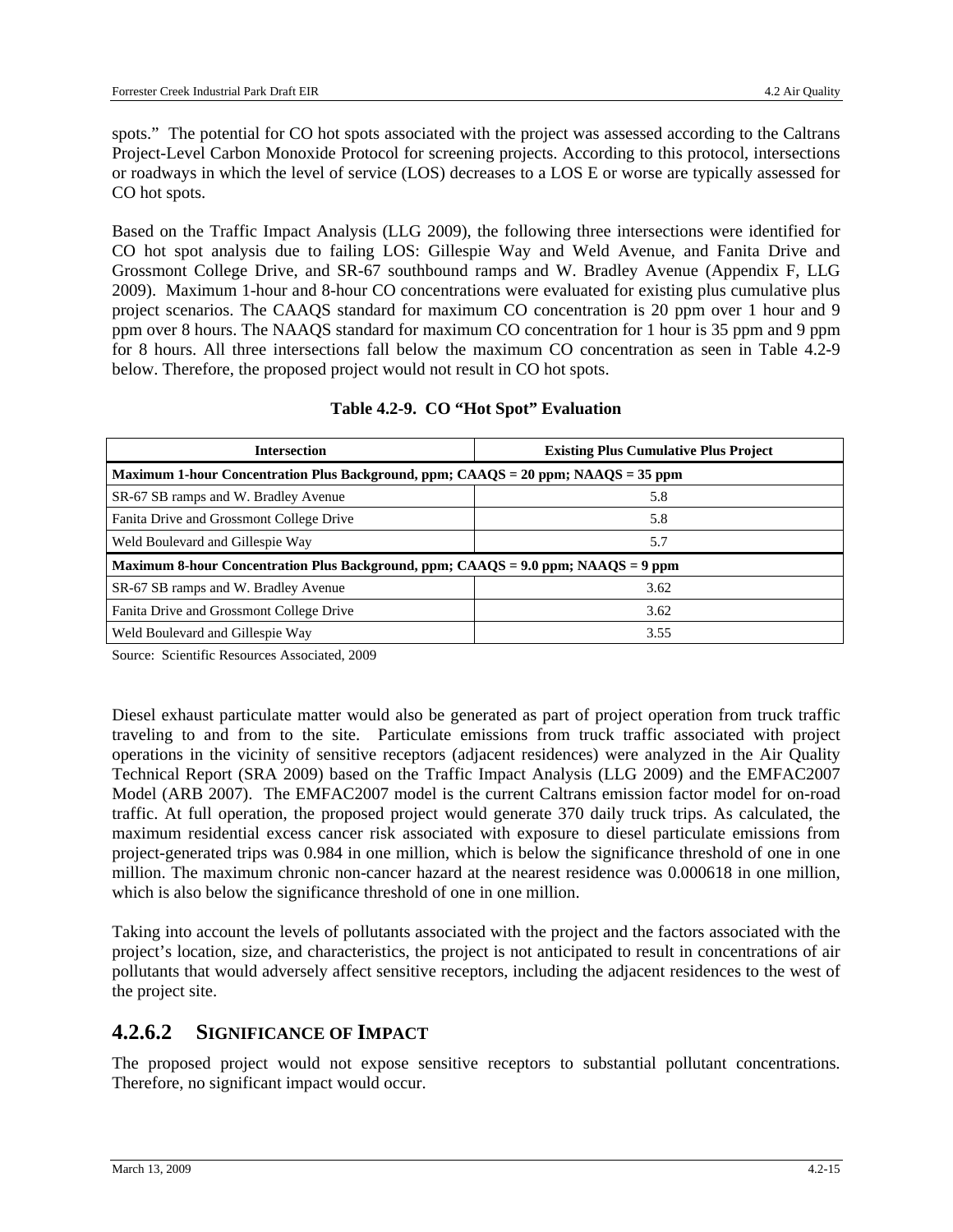spots." The potential for CO hot spots associated with the project was assessed according to the Caltrans Project-Level Carbon Monoxide Protocol for screening projects. According to this protocol, intersections or roadways in which the level of service (LOS) decreases to a LOS E or worse are typically assessed for CO hot spots.

Based on the Traffic Impact Analysis (LLG 2009), the following three intersections were identified for CO hot spot analysis due to failing LOS: Gillespie Way and Weld Avenue, and Fanita Drive and Grossmont College Drive, and SR-67 southbound ramps and W. Bradley Avenue (Appendix F, LLG 2009). Maximum 1-hour and 8-hour CO concentrations were evaluated for existing plus cumulative plus project scenarios. The CAAQS standard for maximum CO concentration is 20 ppm over 1 hour and 9 ppm over 8 hours. The NAAQS standard for maximum CO concentration for 1 hour is 35 ppm and 9 ppm for 8 hours. All three intersections fall below the maximum CO concentration as seen in Table 4.2-9 below. Therefore, the proposed project would not result in CO hot spots.

**Table 4.2-9. CO "Hot Spot" Evaluation**

| Intersection | Existing Plus Cumulative Plus Project |
|---|---|
| **Maximum 1-hour Concentration Plus Background, ppm; CAAQS = 20 ppm; NAAQS = 35 ppm** | |
| SR-67 SB ramps and W. Bradley Avenue | 5.8 |
| Fanita Drive and Grossmont College Drive | 5.8 |
| Weld Boulevard and Gillespie Way | 5.7 |
| **Maximum 8-hour Concentration Plus Background, ppm; CAAQS = 9.0 ppm; NAAQS = 9 ppm** | |
| SR-67 SB ramps and W. Bradley Avenue | 3.62 |
| Fanita Drive and Grossmont College Drive | 3.62 |
| Weld Boulevard and Gillespie Way | 3.55 |

Source: Scientific Resources Associated, 2009

Diesel exhaust particulate matter would also be generated as part of project operation from truck traffic traveling to and from to the site. Particulate emissions from truck traffic associated with project operations in the vicinity of sensitive receptors (adjacent residences) were analyzed in the Air Quality Technical Report (SRA 2009) based on the Traffic Impact Analysis (LLG 2009) and the EMFAC2007 Model (ARB 2007). The EMFAC2007 model is the current Caltrans emission factor model for on-road traffic. At full operation, the proposed project would generate 370 daily truck trips. As calculated, the maximum residential excess cancer risk associated with exposure to diesel particulate emissions from project-generated trips was 0.984 in one million, which is below the significance threshold of one in one million. The maximum chronic non-cancer hazard at the nearest residence was 0.000618 in one million, which is also below the significance threshold of one in one million.

Taking into account the levels of pollutants associated with the project and the factors associated with the project's location, size, and characteristics, the project is not anticipated to result in concentrations of air pollutants that would adversely affect sensitive receptors, including the adjacent residences to the west of the project site.

### 4.2.6.2 SIGNIFICANCE OF IMPACT

The proposed project would not expose sensitive receptors to substantial pollutant concentrations. Therefore, no significant impact would occur.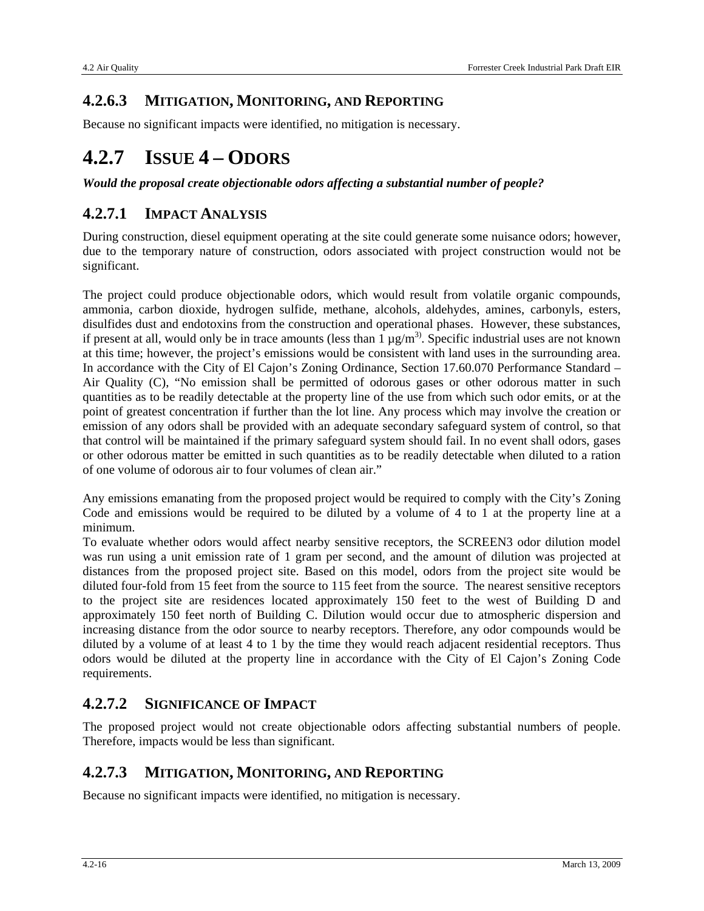### 4.2.6.3 MITIGATION, MONITORING, AND REPORTING

Because no significant impacts were identified, no mitigation is necessary.

## 4.2.7 ISSUE 4 – ODORS

***Would the proposal create objectionable odors affecting a substantial number of people?***

### 4.2.7.1 IMPACT ANALYSIS

During construction, diesel equipment operating at the site could generate some nuisance odors; however, due to the temporary nature of construction, odors associated with project construction would not be significant.

The project could produce objectionable odors, which would result from volatile organic compounds, ammonia, carbon dioxide, hydrogen sulfide, methane, alcohols, aldehydes, amines, carbonyls, esters, disulfides dust and endotoxins from the construction and operational phases. However, these substances, if present at all, would only be in trace amounts (less than 1 $\mu g/m^{3)}$. Specific industrial uses are not known at this time; however, the project's emissions would be consistent with land uses in the surrounding area. In accordance with the City of El Cajon's Zoning Ordinance, Section 17.60.070 Performance Standard – Air Quality (C), "No emission shall be permitted of odorous gases or other odorous matter in such quantities as to be readily detectable at the property line of the use from which such odor emits, or at the point of greatest concentration if further than the lot line. Any process which may involve the creation or emission of any odors shall be provided with an adequate secondary safeguard system of control, so that that control will be maintained if the primary safeguard system should fail. In no event shall odors, gases or other odorous matter be emitted in such quantities as to be readily detectable when diluted to a ration of one volume of odorous air to four volumes of clean air."

Any emissions emanating from the proposed project would be required to comply with the City's Zoning Code and emissions would be required to be diluted by a volume of 4 to 1 at the property line at a minimum.

To evaluate whether odors would affect nearby sensitive receptors, the SCREEN3 odor dilution model was run using a unit emission rate of 1 gram per second, and the amount of dilution was projected at distances from the proposed project site. Based on this model, odors from the project site would be diluted four-fold from 15 feet from the source to 115 feet from the source. The nearest sensitive receptors to the project site are residences located approximately 150 feet to the west of Building D and approximately 150 feet north of Building C. Dilution would occur due to atmospheric dispersion and increasing distance from the odor source to nearby receptors. Therefore, any odor compounds would be diluted by a volume of at least 4 to 1 by the time they would reach adjacent residential receptors. Thus odors would be diluted at the property line in accordance with the City of El Cajon's Zoning Code requirements.

### 4.2.7.2 SIGNIFICANCE OF IMPACT

The proposed project would not create objectionable odors affecting substantial numbers of people. Therefore, impacts would be less than significant.

### 4.2.7.3 MITIGATION, MONITORING, AND REPORTING

Because no significant impacts were identified, no mitigation is necessary.